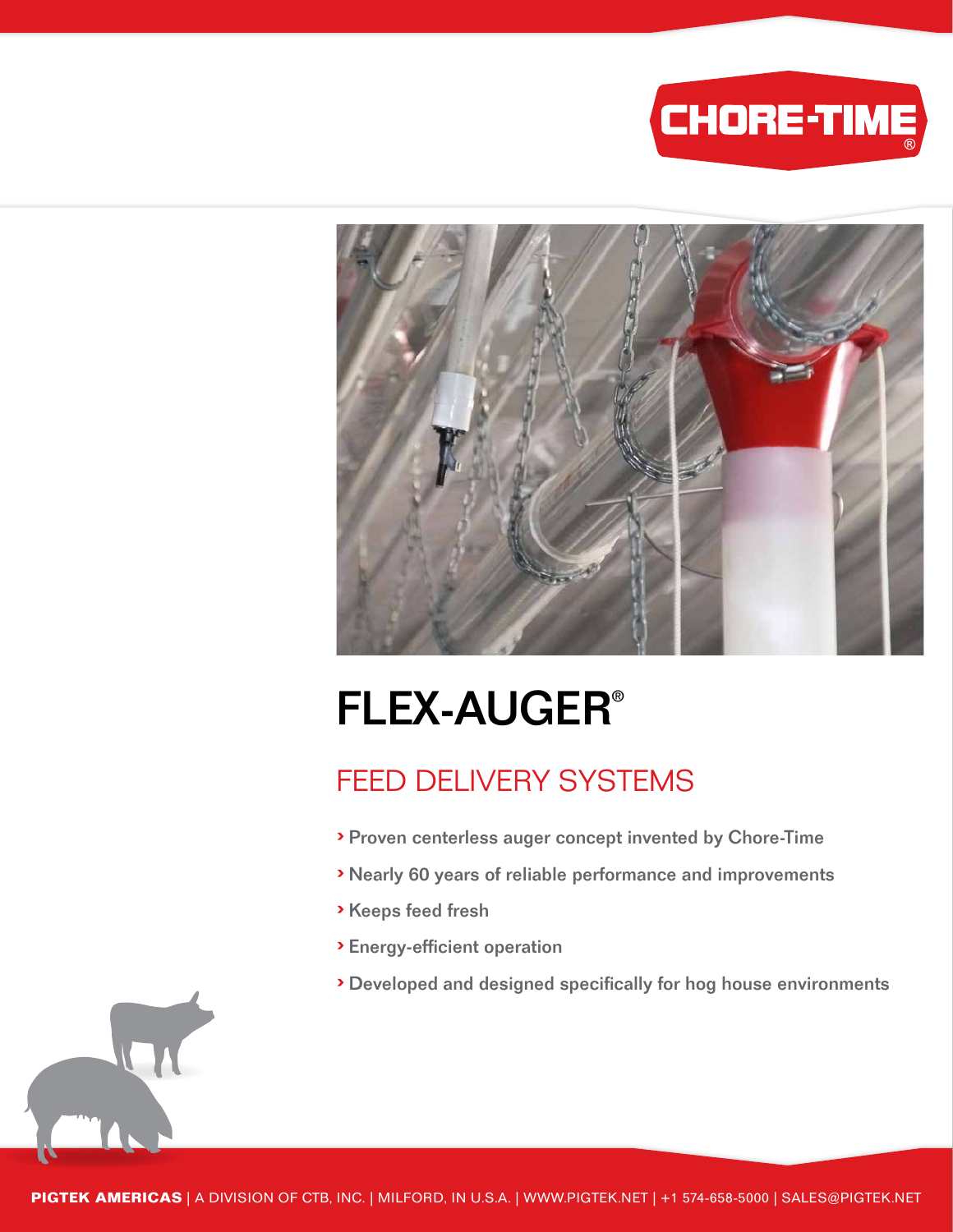CHORE-TIME®

# FLEX-AUGER®

## FEED DELIVERY SYSTEMS

- Proven centerless auger concept invented by Chore-Time
- Nearly 60 years of reliable performance and improvements
- Keeps feed fresh
- Energy-efficient operation
- Developed and designed specifically for hog house environments

**PIGTEK AMERICAS** | A DIVISION OF CTB, INC. | MILFORD, IN U.S.A. | WWW.PIGTEK.NET | +1 574-658-5000 | SALES@PIGTEK.NET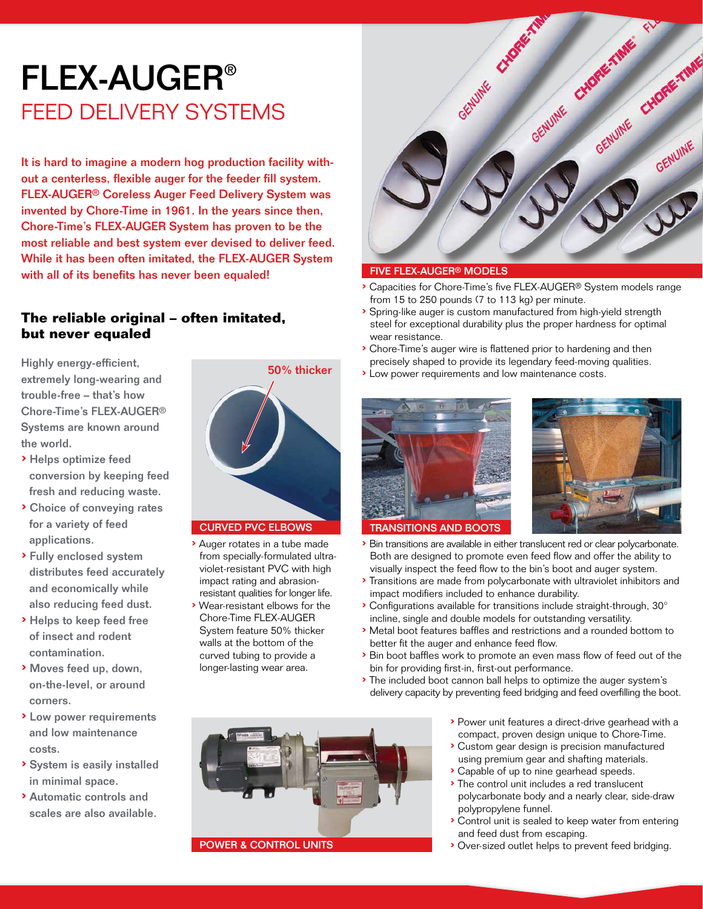# FLEX-AUGER®

## FEED DELIVERY SYSTEMS

**It is hard to imagine a modern hog production facility without a centerless, flexible auger for the feeder fill system. FLEX-AUGER® Coreless Auger Feed Delivery System was invented by Chore-Time in 1961. In the years since then, Chore-Time's FLEX-AUGER System has proven to be the most reliable and best system ever devised to deliver feed. While it has been often imitated, the FLEX-AUGER System with all of its benefits has never been equaled!**

### The reliable original – often imitated, but never equaled

Highly energy-efficient, extremely long-wearing and trouble-free – that's how Chore-Time's FLEX-AUGER® Systems are known around the world.

- Helps optimize feed conversion by keeping feed fresh and reducing waste.
- Choice of conveying rates for a variety of feed applications.
- Fully enclosed system distributes feed accurately and economically while also reducing feed dust.
- Helps to keep feed free of insect and rodent contamination.
- Moves feed up, down, on-the-level, or around corners.
- Low power requirements and low maintenance costs.
- System is easily installed in minimal space.
- Automatic controls and scales are also available.

50% thicker

**CURVED PVC ELBOWS**

- Auger rotates in a tube made from specially-formulated ultra-violet-resistant PVC with high impact rating and abrasion-resistant qualities for longer life.
- Wear-resistant elbows for the Chore-Time FLEX-AUGER System feature 50% thicker walls at the bottom of the curved tubing to provide a longer-lasting wear area.

**FIVE FLEX-AUGER® MODELS**

- Capacities for Chore-Time's five FLEX-AUGER® System models range from 15 to 250 pounds (7 to 113 kg) per minute.
- Spring-like auger is custom manufactured from high-yield strength steel for exceptional durability plus the proper hardness for optimal wear resistance.
- Chore-Time's auger wire is flattened prior to hardening and then precisely shaped to provide its legendary feed-moving qualities.
- Low power requirements and low maintenance costs.

**TRANSITIONS AND BOOTS**

- Bin transitions are available in either translucent red or clear polycarbonate. Both are designed to promote even feed flow and offer the ability to visually inspect the feed flow to the bin's boot and auger system.
- Transitions are made from polycarbonate with ultraviolet inhibitors and impact modifiers included to enhance durability.
- Configurations available for transitions include straight-through, 30° incline, single and double models for outstanding versatility.
- Metal boot features baffles and restrictions and a rounded bottom to better fit the auger and enhance feed flow.
- Bin boot baffles work to promote an even mass flow of feed out of the bin for providing first-in, first-out performance.
- The included boot cannon ball helps to optimize the auger system's delivery capacity by preventing feed bridging and feed overfilling the boot.

**POWER & CONTROL UNITS**

- Power unit features a direct-drive gearhead with a compact, proven design unique to Chore-Time.
- Custom gear design is precision manufactured using premium gear and shafting materials.
- Capable of up to nine gearhead speeds.
- The control unit includes a red translucent polycarbonate body and a nearly clear, side-draw polypropylene funnel.
- Control unit is sealed to keep water from entering and feed dust from escaping.
- Over-sized outlet helps to prevent feed bridging.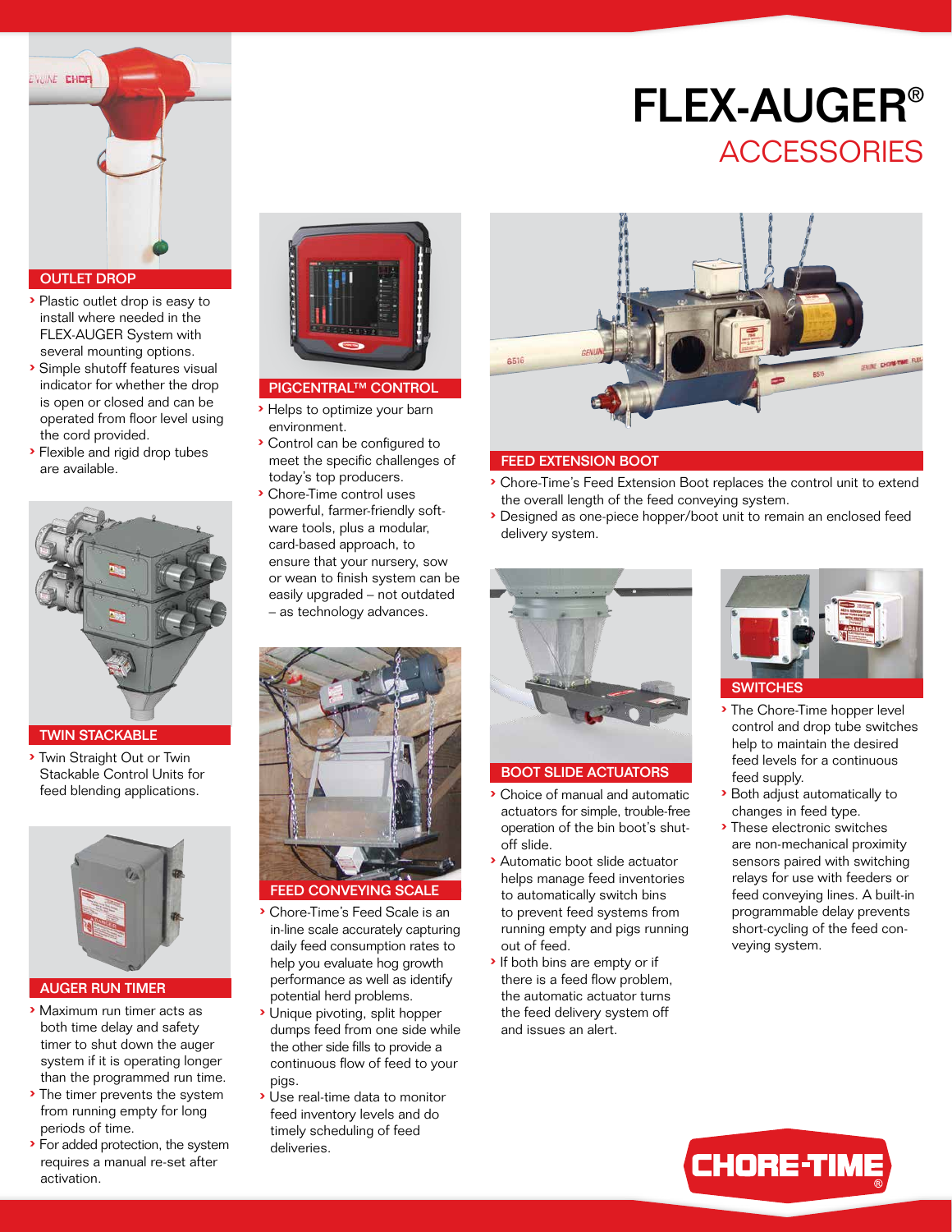# FLEX-AUGER®

## ACCESSORIES

### OUTLET DROP

- Plastic outlet drop is easy to install where needed in the FLEX-AUGER System with several mounting options.
- Simple shutoff features visual indicator for whether the drop is open or closed and can be operated from floor level using the cord provided.
- Flexible and rigid drop tubes are available.

### TWIN STACKABLE

- Twin Straight Out or Twin Stackable Control Units for feed blending applications.

### AUGER RUN TIMER

- Maximum run timer acts as both time delay and safety timer to shut down the auger system if it is operating longer than the programmed run time.
- The timer prevents the system from running empty for long periods of time.
- For added protection, the system requires a manual re-set after activation.

### PIGCENTRAL™ CONTROL

- Helps to optimize your barn environment.
- Control can be configured to meet the specific challenges of today's top producers.
- Chore-Time control uses powerful, farmer-friendly software tools, plus a modular, card-based approach, to ensure that your nursery, sow or wean to finish system can be easily upgraded – not outdated – as technology advances.

### FEED CONVEYING SCALE

- Chore-Time's Feed Scale is an in-line scale accurately capturing daily feed consumption rates to help you evaluate hog growth performance as well as identify potential herd problems.
- Unique pivoting, split hopper dumps feed from one side while the other side fills to provide a continuous flow of feed to your pigs.
- Use real-time data to monitor feed inventory levels and do timely scheduling of feed deliveries.

### FEED EXTENSION BOOT

- Chore-Time's Feed Extension Boot replaces the control unit to extend the overall length of the feed conveying system.
- Designed as one-piece hopper/boot unit to remain an enclosed feed delivery system.

### BOOT SLIDE ACTUATORS

- Choice of manual and automatic actuators for simple, trouble-free operation of the bin boot's shut-off slide.
- Automatic boot slide actuator helps manage feed inventories to automatically switch bins to prevent feed systems from running empty and pigs running out of feed.
- If both bins are empty or if there is a feed flow problem, the automatic actuator turns the feed delivery system off and issues an alert.

### SWITCHES

- The Chore-Time hopper level control and drop tube switches help to maintain the desired feed levels for a continuous feed supply.
- Both adjust automatically to changes in feed type.
- These electronic switches are non-mechanical proximity sensors paired with switching relays for use with feeders or feed conveying lines. A built-in programmable delay prevents short-cycling of the feed conveying system.

CHORE-TIME®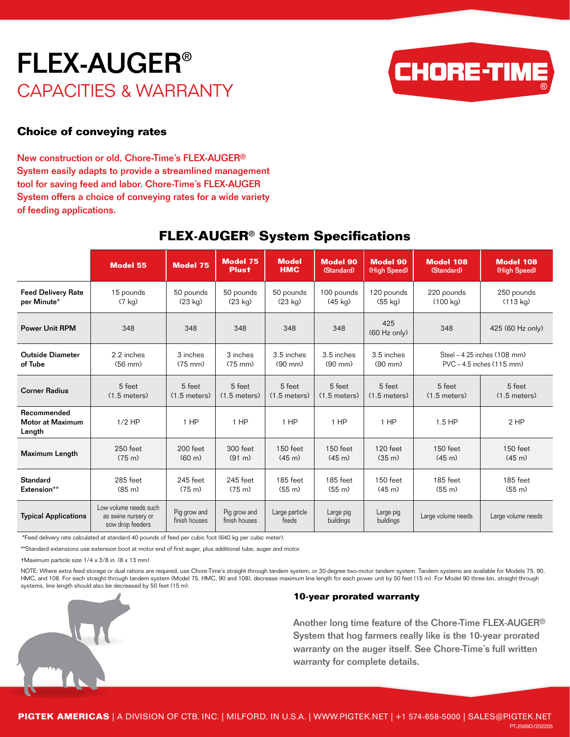# FLEX-AUGER®

## CAPACITIES & WARRANTY

CHORE-TIME®

### Choice of conveying rates

New construction or old, Chore-Time's FLEX-AUGER® System easily adapts to provide a streamlined management tool for saving feed and labor. Chore-Time's FLEX-AUGER System offers a choice of conveying rates for a wide variety of feeding applications.

### FLEX-AUGER® System Specifications

| | Model 55 | Model 75 | Model 75 Plus† | Model HMC | Model 90 (Standard) | Model 90 (High Speed) | Model 108 (Standard) | Model 108 (High Speed) |
|---|---|---|---|---|---|---|---|---|
| **Feed Delivery Rate per Minute*** | 15 pounds (7 kg) | 50 pounds (23 kg) | 50 pounds (23 kg) | 50 pounds (23 kg) | 100 pounds (45 kg) | 120 pounds (55 kg) | 220 pounds (100 kg) | 250 pounds (113 kg) |
| **Power Unit RPM** | 348 | 348 | 348 | 348 | 348 | 425 (60 Hz only) | 348 | 425 (60 Hz only) |
| **Outside Diameter of Tube** | 2.2 inches (56 mm) | 3 inches (75 mm) | 3 inches (75 mm) | 3.5 inches (90 mm) | 3.5 inches (90 mm) | 3.5 inches (90 mm) | Steel – 4.25 inches (108 mm) PVC – 4.5 inches (115 mm) | |
| **Corner Radius** | 5 feet (1.5 meters) | 5 feet (1.5 meters) | 5 feet (1.5 meters) | 5 feet (1.5 meters) | 5 feet (1.5 meters) | 5 feet (1.5 meters) | 5 feet (1.5 meters) | 5 feet (1.5 meters) |
| **Recommended Motor at Maximum Length** | 1/2 HP | 1 HP | 1 HP | 1 HP | 1 HP | 1 HP | 1.5 HP | 2 HP |
| **Maximum Length** | 250 feet (75 m) | 200 feet (60 m) | 300 feet (91 m) | 150 feet (45 m) | 150 feet (45 m) | 120 feet (35 m) | 150 feet (45 m) | 150 feet (45 m) |
| **Standard Extension**** | 285 feet (85 m) | 245 feet (75 m) | 245 feet (75 m) | 185 feet (55 m) | 185 feet (55 m) | 150 feet (45 m) | 185 feet (55 m) | 185 feet (55 m) |
| **Typical Applications** | Low volume needs such as swine nursery or sow drop feeders | Pig grow and finish houses | Pig grow and finish houses | Large particle feeds | Large pig buildings | Large pig buildings | Large volume needs | Large volume needs |

*Feed delivery rate calculated at standard 40 pounds of feed per cubic foot (640 kg per cubic meter).

**Standard extensions use extension boot at motor end of first auger, plus additional tube, auger and motor.

†Maximum particle size 1/4 x 3/8 in. (8 x 13 mm)

NOTE: Where extra feed storage or dual rations are required, use Chore-Time's straight-through tandem system, or 30-degree two-motor tandem system. Tandem systems are available for Models 75, 90, HMC, and 108. For each straight-through tandem system (Model 75, HMC, 90 and 108), decrease maximum line length for each power unit by 50 feet (15 m). For Model 90 three-bin, straight-through systems, line length should also be decreased by 50 feet (15 m).

### 10-year prorated warranty

Another long time feature of the Chore-Time FLEX-AUGER® System that hog farmers really like is the 10-year prorated warranty on the auger itself. See Chore-Time's full written warranty for complete details.

**PIGTEK AMERICAS** | A DIVISION OF CTB, INC. | MILFORD, IN U.S.A. | WWW.PIGTEK.NET | +1 574-658-5000 | SALES@PIGTEK.NET

PT-2569D/202205